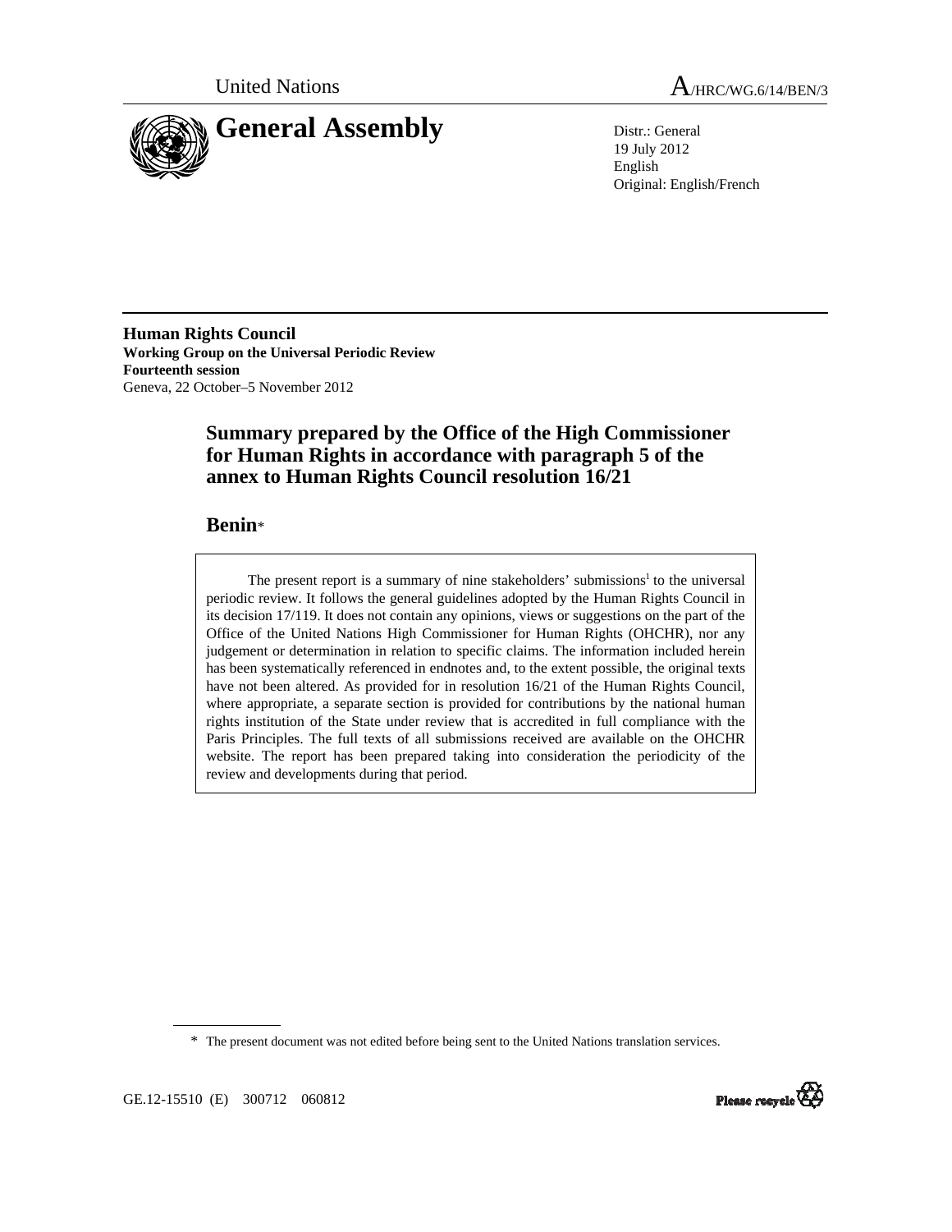United Nations A/HRC/WG.6/14/BEN/3

# General Assembly

Distr.: General
19 July 2012
English
Original: English/French

**Human Rights Council**
**Working Group on the Universal Periodic Review**
**Fourteenth session**
Geneva, 22 October–5 November 2012

## Summary prepared by the Office of the High Commissioner for Human Rights in accordance with paragraph 5 of the annex to Human Rights Council resolution 16/21

## Benin*

The present report is a summary of nine stakeholders' submissions[1] to the universal periodic review. It follows the general guidelines adopted by the Human Rights Council in its decision 17/119. It does not contain any opinions, views or suggestions on the part of the Office of the United Nations High Commissioner for Human Rights (OHCHR), nor any judgement or determination in relation to specific claims. The information included herein has been systematically referenced in endnotes and, to the extent possible, the original texts have not been altered. As provided for in resolution 16/21 of the Human Rights Council, where appropriate, a separate section is provided for contributions by the national human rights institution of the State under review that is accredited in full compliance with the Paris Principles. The full texts of all submissions received are available on the OHCHR website. The report has been prepared taking into consideration the periodicity of the review and developments during that period.

\* The present document was not edited before being sent to the United Nations translation services.

GE.12-15510 (E) 300712 060812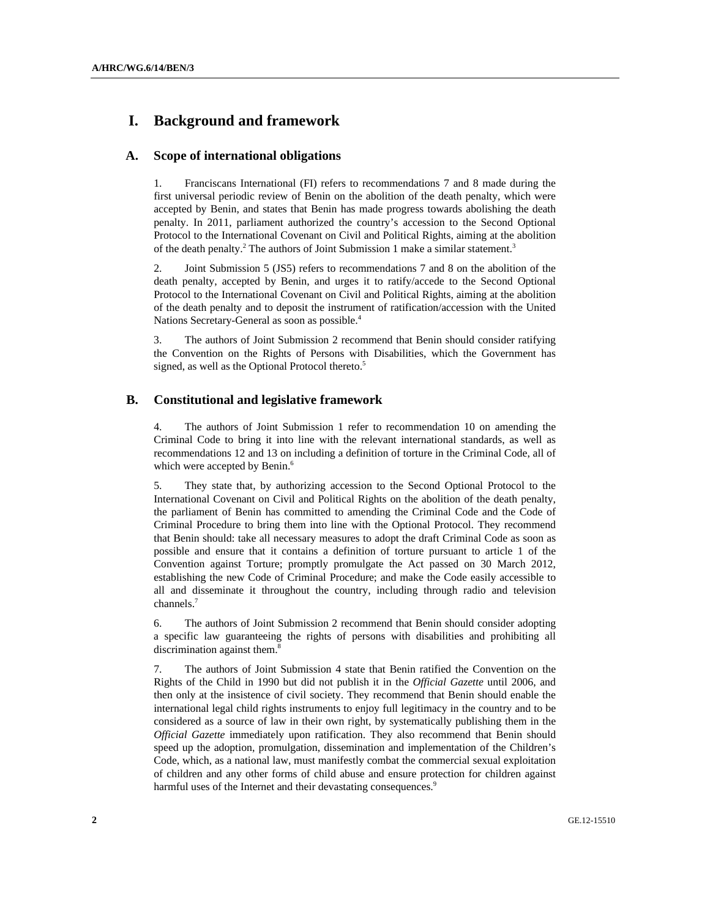# I. Background and framework

## A. Scope of international obligations

1. Franciscans International (FI) refers to recommendations 7 and 8 made during the first universal periodic review of Benin on the abolition of the death penalty, which were accepted by Benin, and states that Benin has made progress towards abolishing the death penalty. In 2011, parliament authorized the country's accession to the Second Optional Protocol to the International Covenant on Civil and Political Rights, aiming at the abolition of the death penalty.[2] The authors of Joint Submission 1 make a similar statement.[3]

2. Joint Submission 5 (JS5) refers to recommendations 7 and 8 on the abolition of the death penalty, accepted by Benin, and urges it to ratify/accede to the Second Optional Protocol to the International Covenant on Civil and Political Rights, aiming at the abolition of the death penalty and to deposit the instrument of ratification/accession with the United Nations Secretary-General as soon as possible.[4]

3. The authors of Joint Submission 2 recommend that Benin should consider ratifying the Convention on the Rights of Persons with Disabilities, which the Government has signed, as well as the Optional Protocol thereto.[5]

## B. Constitutional and legislative framework

4. The authors of Joint Submission 1 refer to recommendation 10 on amending the Criminal Code to bring it into line with the relevant international standards, as well as recommendations 12 and 13 on including a definition of torture in the Criminal Code, all of which were accepted by Benin.[6]

5. They state that, by authorizing accession to the Second Optional Protocol to the International Covenant on Civil and Political Rights on the abolition of the death penalty, the parliament of Benin has committed to amending the Criminal Code and the Code of Criminal Procedure to bring them into line with the Optional Protocol. They recommend that Benin should: take all necessary measures to adopt the draft Criminal Code as soon as possible and ensure that it contains a definition of torture pursuant to article 1 of the Convention against Torture; promptly promulgate the Act passed on 30 March 2012, establishing the new Code of Criminal Procedure; and make the Code easily accessible to all and disseminate it throughout the country, including through radio and television channels.[7]

6. The authors of Joint Submission 2 recommend that Benin should consider adopting a specific law guaranteeing the rights of persons with disabilities and prohibiting all discrimination against them.[8]

7. The authors of Joint Submission 4 state that Benin ratified the Convention on the Rights of the Child in 1990 but did not publish it in the *Official Gazette* until 2006, and then only at the insistence of civil society. They recommend that Benin should enable the international legal child rights instruments to enjoy full legitimacy in the country and to be considered as a source of law in their own right, by systematically publishing them in the *Official Gazette* immediately upon ratification. They also recommend that Benin should speed up the adoption, promulgation, dissemination and implementation of the Children's Code, which, as a national law, must manifestly combat the commercial sexual exploitation of children and any other forms of child abuse and ensure protection for children against harmful uses of the Internet and their devastating consequences.[9]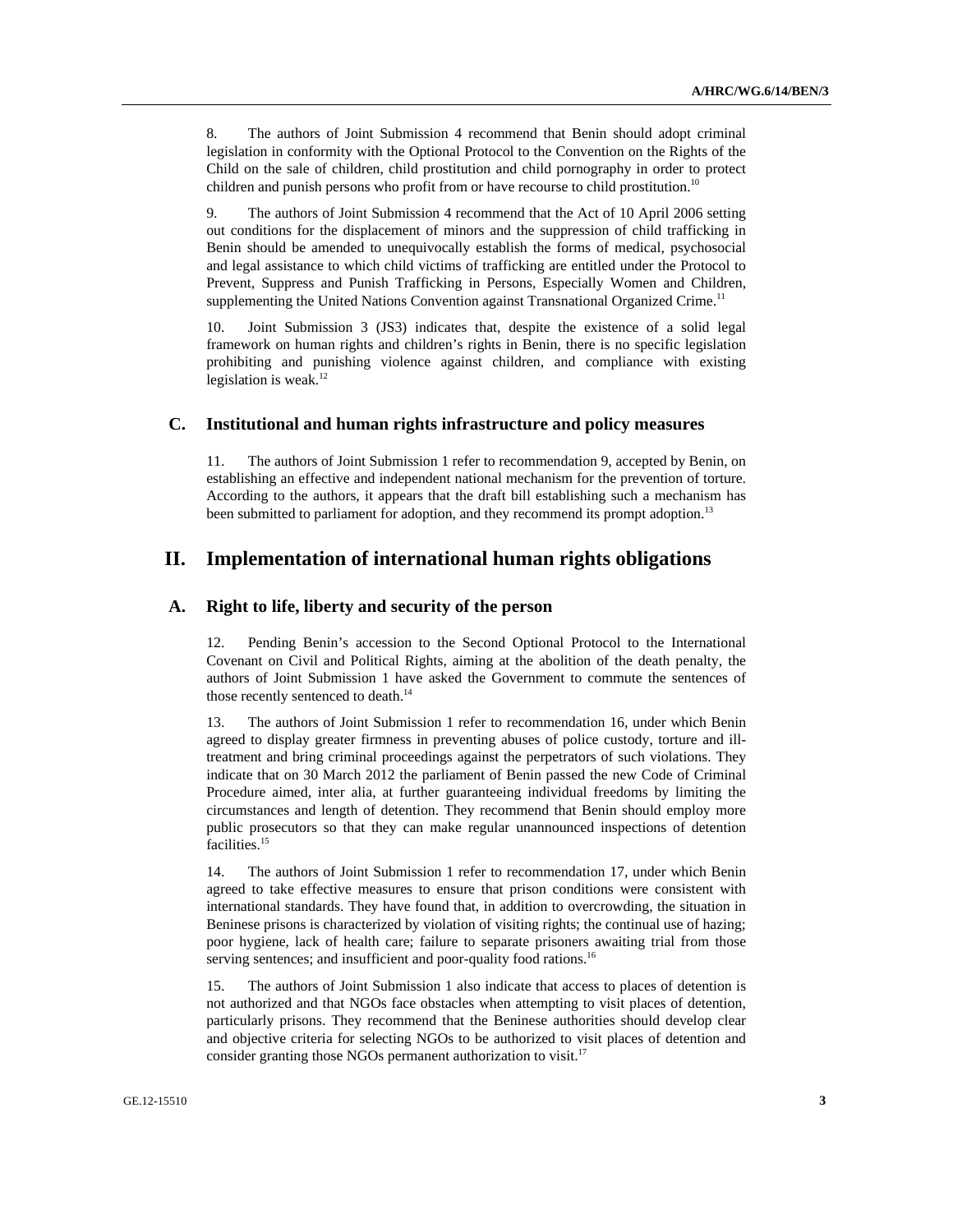8. The authors of Joint Submission 4 recommend that Benin should adopt criminal legislation in conformity with the Optional Protocol to the Convention on the Rights of the Child on the sale of children, child prostitution and child pornography in order to protect children and punish persons who profit from or have recourse to child prostitution.[10]

9. The authors of Joint Submission 4 recommend that the Act of 10 April 2006 setting out conditions for the displacement of minors and the suppression of child trafficking in Benin should be amended to unequivocally establish the forms of medical, psychosocial and legal assistance to which child victims of trafficking are entitled under the Protocol to Prevent, Suppress and Punish Trafficking in Persons, Especially Women and Children, supplementing the United Nations Convention against Transnational Organized Crime.[11]

10. Joint Submission 3 (JS3) indicates that, despite the existence of a solid legal framework on human rights and children's rights in Benin, there is no specific legislation prohibiting and punishing violence against children, and compliance with existing legislation is weak.[12]

## C. Institutional and human rights infrastructure and policy measures

11. The authors of Joint Submission 1 refer to recommendation 9, accepted by Benin, on establishing an effective and independent national mechanism for the prevention of torture. According to the authors, it appears that the draft bill establishing such a mechanism has been submitted to parliament for adoption, and they recommend its prompt adoption.[13]

# II. Implementation of international human rights obligations

## A. Right to life, liberty and security of the person

12. Pending Benin's accession to the Second Optional Protocol to the International Covenant on Civil and Political Rights, aiming at the abolition of the death penalty, the authors of Joint Submission 1 have asked the Government to commute the sentences of those recently sentenced to death.[14]

13. The authors of Joint Submission 1 refer to recommendation 16, under which Benin agreed to display greater firmness in preventing abuses of police custody, torture and ill-treatment and bring criminal proceedings against the perpetrators of such violations. They indicate that on 30 March 2012 the parliament of Benin passed the new Code of Criminal Procedure aimed, inter alia, at further guaranteeing individual freedoms by limiting the circumstances and length of detention. They recommend that Benin should employ more public prosecutors so that they can make regular unannounced inspections of detention facilities.[15]

14. The authors of Joint Submission 1 refer to recommendation 17, under which Benin agreed to take effective measures to ensure that prison conditions were consistent with international standards. They have found that, in addition to overcrowding, the situation in Beninese prisons is characterized by violation of visiting rights; the continual use of hazing; poor hygiene, lack of health care; failure to separate prisoners awaiting trial from those serving sentences; and insufficient and poor-quality food rations.[16]

15. The authors of Joint Submission 1 also indicate that access to places of detention is not authorized and that NGOs face obstacles when attempting to visit places of detention, particularly prisons. They recommend that the Beninese authorities should develop clear and objective criteria for selecting NGOs to be authorized to visit places of detention and consider granting those NGOs permanent authorization to visit.[17]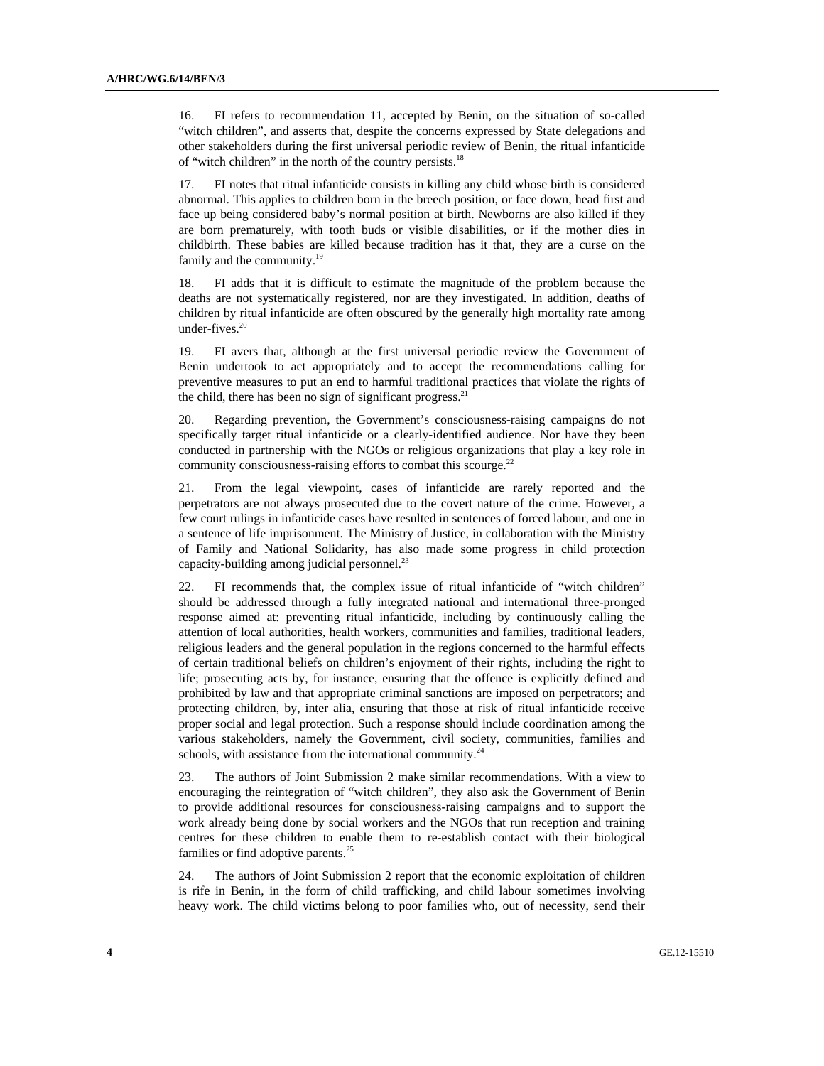16. FI refers to recommendation 11, accepted by Benin, on the situation of so-called "witch children", and asserts that, despite the concerns expressed by State delegations and other stakeholders during the first universal periodic review of Benin, the ritual infanticide of "witch children" in the north of the country persists.[18]

17. FI notes that ritual infanticide consists in killing any child whose birth is considered abnormal. This applies to children born in the breech position, or face down, head first and face up being considered baby's normal position at birth. Newborns are also killed if they are born prematurely, with tooth buds or visible disabilities, or if the mother dies in childbirth. These babies are killed because tradition has it that, they are a curse on the family and the community.[19]

18. FI adds that it is difficult to estimate the magnitude of the problem because the deaths are not systematically registered, nor are they investigated. In addition, deaths of children by ritual infanticide are often obscured by the generally high mortality rate among under-fives.[20]

19. FI avers that, although at the first universal periodic review the Government of Benin undertook to act appropriately and to accept the recommendations calling for preventive measures to put an end to harmful traditional practices that violate the rights of the child, there has been no sign of significant progress.[21]

20. Regarding prevention, the Government's consciousness-raising campaigns do not specifically target ritual infanticide or a clearly-identified audience. Nor have they been conducted in partnership with the NGOs or religious organizations that play a key role in community consciousness-raising efforts to combat this scourge.[22]

21. From the legal viewpoint, cases of infanticide are rarely reported and the perpetrators are not always prosecuted due to the covert nature of the crime. However, a few court rulings in infanticide cases have resulted in sentences of forced labour, and one in a sentence of life imprisonment. The Ministry of Justice, in collaboration with the Ministry of Family and National Solidarity, has also made some progress in child protection capacity-building among judicial personnel.[23]

22. FI recommends that, the complex issue of ritual infanticide of "witch children" should be addressed through a fully integrated national and international three-pronged response aimed at: preventing ritual infanticide, including by continuously calling the attention of local authorities, health workers, communities and families, traditional leaders, religious leaders and the general population in the regions concerned to the harmful effects of certain traditional beliefs on children's enjoyment of their rights, including the right to life; prosecuting acts by, for instance, ensuring that the offence is explicitly defined and prohibited by law and that appropriate criminal sanctions are imposed on perpetrators; and protecting children, by, inter alia, ensuring that those at risk of ritual infanticide receive proper social and legal protection. Such a response should include coordination among the various stakeholders, namely the Government, civil society, communities, families and schools, with assistance from the international community.[24]

23. The authors of Joint Submission 2 make similar recommendations. With a view to encouraging the reintegration of "witch children", they also ask the Government of Benin to provide additional resources for consciousness-raising campaigns and to support the work already being done by social workers and the NGOs that run reception and training centres for these children to enable them to re-establish contact with their biological families or find adoptive parents.[25]

24. The authors of Joint Submission 2 report that the economic exploitation of children is rife in Benin, in the form of child trafficking, and child labour sometimes involving heavy work. The child victims belong to poor families who, out of necessity, send their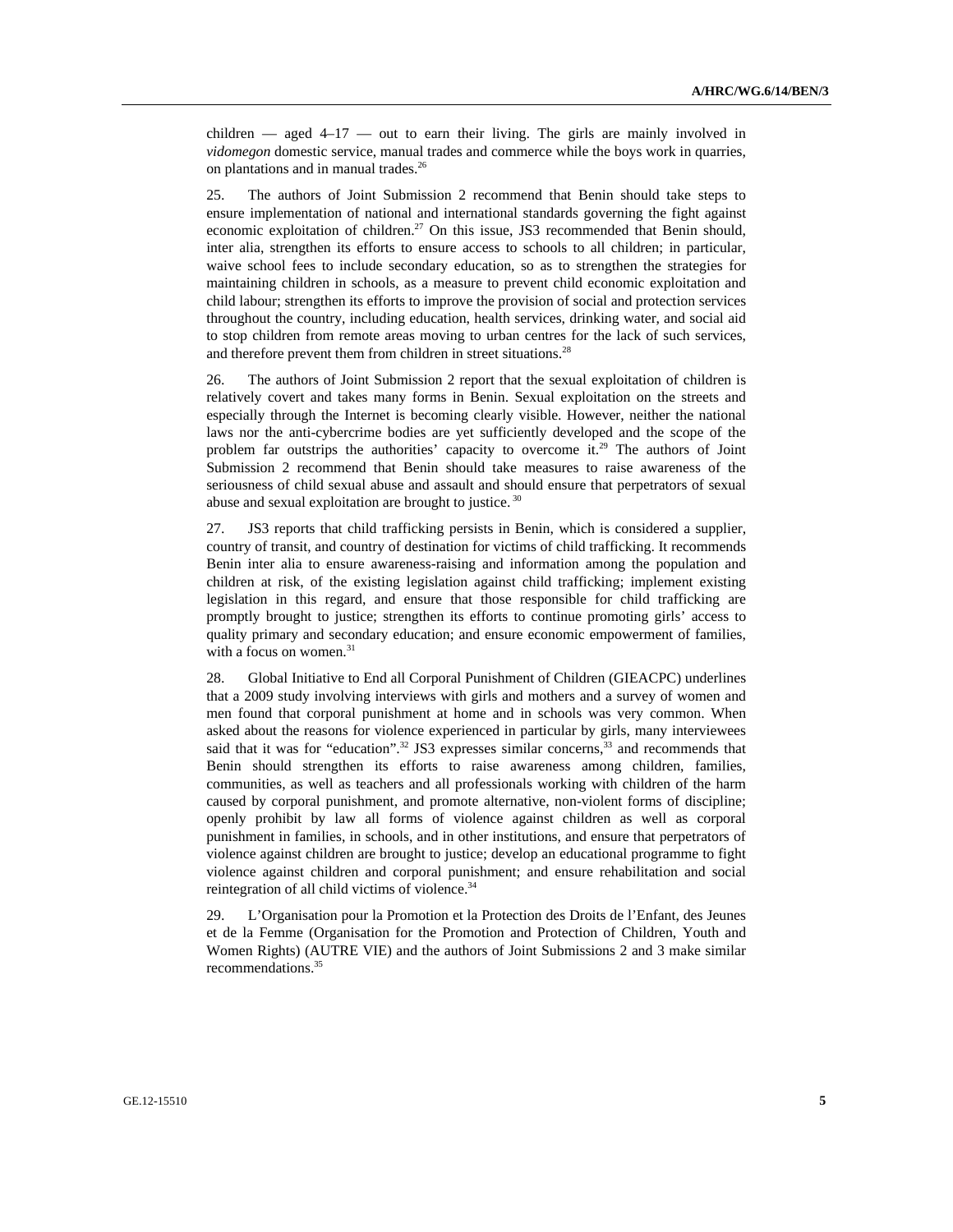children — aged 4–17 — out to earn their living. The girls are mainly involved in *vidomegon* domestic service, manual trades and commerce while the boys work in quarries, on plantations and in manual trades.[26]

25. The authors of Joint Submission 2 recommend that Benin should take steps to ensure implementation of national and international standards governing the fight against economic exploitation of children.[27] On this issue, JS3 recommended that Benin should, inter alia, strengthen its efforts to ensure access to schools to all children; in particular, waive school fees to include secondary education, so as to strengthen the strategies for maintaining children in schools, as a measure to prevent child economic exploitation and child labour; strengthen its efforts to improve the provision of social and protection services throughout the country, including education, health services, drinking water, and social aid to stop children from remote areas moving to urban centres for the lack of such services, and therefore prevent them from children in street situations.[28]

26. The authors of Joint Submission 2 report that the sexual exploitation of children is relatively covert and takes many forms in Benin. Sexual exploitation on the streets and especially through the Internet is becoming clearly visible. However, neither the national laws nor the anti-cybercrime bodies are yet sufficiently developed and the scope of the problem far outstrips the authorities' capacity to overcome it.[29] The authors of Joint Submission 2 recommend that Benin should take measures to raise awareness of the seriousness of child sexual abuse and assault and should ensure that perpetrators of sexual abuse and sexual exploitation are brought to justice.[30]

27. JS3 reports that child trafficking persists in Benin, which is considered a supplier, country of transit, and country of destination for victims of child trafficking. It recommends Benin inter alia to ensure awareness-raising and information among the population and children at risk, of the existing legislation against child trafficking; implement existing legislation in this regard, and ensure that those responsible for child trafficking are promptly brought to justice; strengthen its efforts to continue promoting girls' access to quality primary and secondary education; and ensure economic empowerment of families, with a focus on women.[31]

28. Global Initiative to End all Corporal Punishment of Children (GIEACPC) underlines that a 2009 study involving interviews with girls and mothers and a survey of women and men found that corporal punishment at home and in schools was very common. When asked about the reasons for violence experienced in particular by girls, many interviewees said that it was for "education".[32] JS3 expresses similar concerns,[33] and recommends that Benin should strengthen its efforts to raise awareness among children, families, communities, as well as teachers and all professionals working with children of the harm caused by corporal punishment, and promote alternative, non-violent forms of discipline; openly prohibit by law all forms of violence against children as well as corporal punishment in families, in schools, and in other institutions, and ensure that perpetrators of violence against children are brought to justice; develop an educational programme to fight violence against children and corporal punishment; and ensure rehabilitation and social reintegration of all child victims of violence.[34]

29. L'Organisation pour la Promotion et la Protection des Droits de l'Enfant, des Jeunes et de la Femme (Organisation for the Promotion and Protection of Children, Youth and Women Rights) (AUTRE VIE) and the authors of Joint Submissions 2 and 3 make similar recommendations.[35]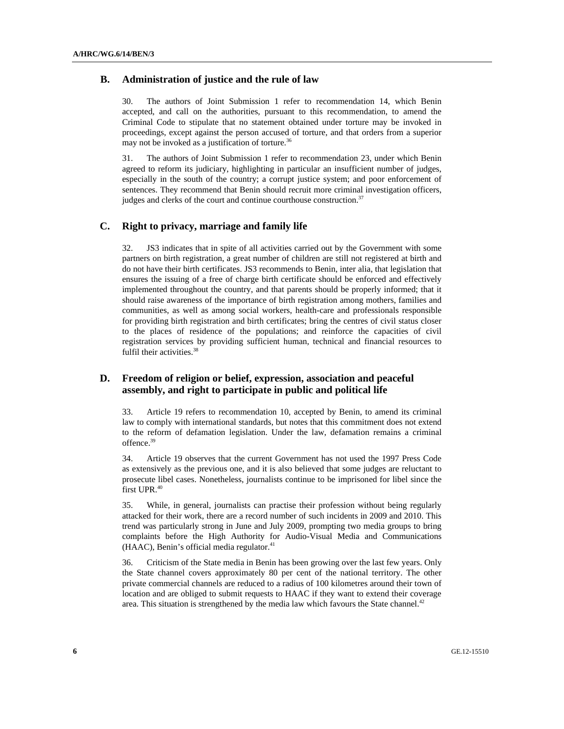## B. Administration of justice and the rule of law

30. The authors of Joint Submission 1 refer to recommendation 14, which Benin accepted, and call on the authorities, pursuant to this recommendation, to amend the Criminal Code to stipulate that no statement obtained under torture may be invoked in proceedings, except against the person accused of torture, and that orders from a superior may not be invoked as a justification of torture.[36]

31. The authors of Joint Submission 1 refer to recommendation 23, under which Benin agreed to reform its judiciary, highlighting in particular an insufficient number of judges, especially in the south of the country; a corrupt justice system; and poor enforcement of sentences. They recommend that Benin should recruit more criminal investigation officers, judges and clerks of the court and continue courthouse construction.[37]

## C. Right to privacy, marriage and family life

32. JS3 indicates that in spite of all activities carried out by the Government with some partners on birth registration, a great number of children are still not registered at birth and do not have their birth certificates. JS3 recommends to Benin, inter alia, that legislation that ensures the issuing of a free of charge birth certificate should be enforced and effectively implemented throughout the country, and that parents should be properly informed; that it should raise awareness of the importance of birth registration among mothers, families and communities, as well as among social workers, health-care and professionals responsible for providing birth registration and birth certificates; bring the centres of civil status closer to the places of residence of the populations; and reinforce the capacities of civil registration services by providing sufficient human, technical and financial resources to fulfil their activities.[38]

## D. Freedom of religion or belief, expression, association and peaceful assembly, and right to participate in public and political life

33. Article 19 refers to recommendation 10, accepted by Benin, to amend its criminal law to comply with international standards, but notes that this commitment does not extend to the reform of defamation legislation. Under the law, defamation remains a criminal offence.[39]

34. Article 19 observes that the current Government has not used the 1997 Press Code as extensively as the previous one, and it is also believed that some judges are reluctant to prosecute libel cases. Nonetheless, journalists continue to be imprisoned for libel since the first UPR.[40]

35. While, in general, journalists can practise their profession without being regularly attacked for their work, there are a record number of such incidents in 2009 and 2010. This trend was particularly strong in June and July 2009, prompting two media groups to bring complaints before the High Authority for Audio-Visual Media and Communications (HAAC), Benin's official media regulator.[41]

36. Criticism of the State media in Benin has been growing over the last few years. Only the State channel covers approximately 80 per cent of the national territory. The other private commercial channels are reduced to a radius of 100 kilometres around their town of location and are obliged to submit requests to HAAC if they want to extend their coverage area. This situation is strengthened by the media law which favours the State channel.[42]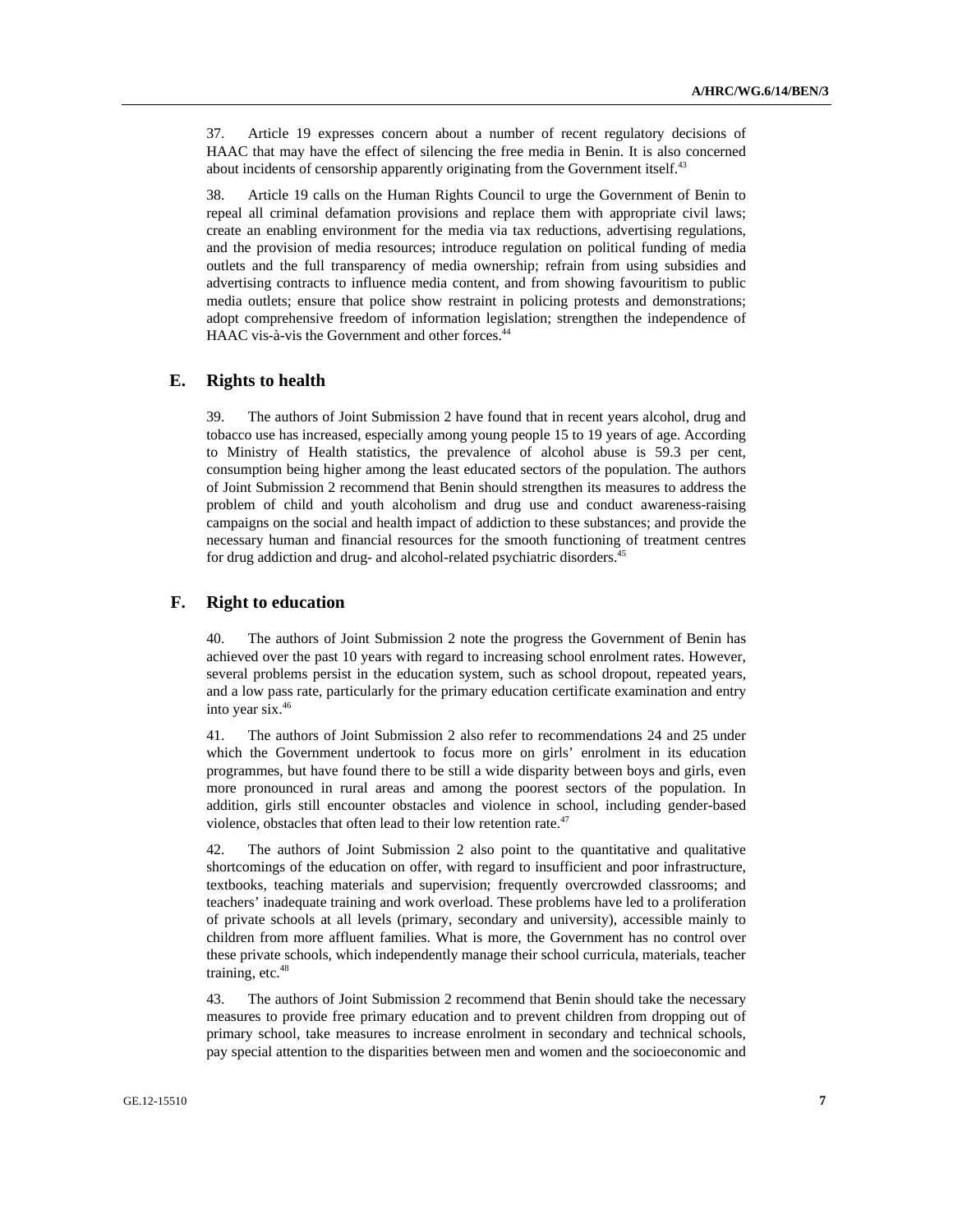37. Article 19 expresses concern about a number of recent regulatory decisions of HAAC that may have the effect of silencing the free media in Benin. It is also concerned about incidents of censorship apparently originating from the Government itself.[43]

38. Article 19 calls on the Human Rights Council to urge the Government of Benin to repeal all criminal defamation provisions and replace them with appropriate civil laws; create an enabling environment for the media via tax reductions, advertising regulations, and the provision of media resources; introduce regulation on political funding of media outlets and the full transparency of media ownership; refrain from using subsidies and advertising contracts to influence media content, and from showing favouritism to public media outlets; ensure that police show restraint in policing protests and demonstrations; adopt comprehensive freedom of information legislation; strengthen the independence of HAAC vis-à-vis the Government and other forces.[44]

## E. Rights to health

39. The authors of Joint Submission 2 have found that in recent years alcohol, drug and tobacco use has increased, especially among young people 15 to 19 years of age. According to Ministry of Health statistics, the prevalence of alcohol abuse is 59.3 per cent, consumption being higher among the least educated sectors of the population. The authors of Joint Submission 2 recommend that Benin should strengthen its measures to address the problem of child and youth alcoholism and drug use and conduct awareness-raising campaigns on the social and health impact of addiction to these substances; and provide the necessary human and financial resources for the smooth functioning of treatment centres for drug addiction and drug- and alcohol-related psychiatric disorders.[45]

## F. Right to education

40. The authors of Joint Submission 2 note the progress the Government of Benin has achieved over the past 10 years with regard to increasing school enrolment rates. However, several problems persist in the education system, such as school dropout, repeated years, and a low pass rate, particularly for the primary education certificate examination and entry into year six.[46]

41. The authors of Joint Submission 2 also refer to recommendations 24 and 25 under which the Government undertook to focus more on girls' enrolment in its education programmes, but have found there to be still a wide disparity between boys and girls, even more pronounced in rural areas and among the poorest sectors of the population. In addition, girls still encounter obstacles and violence in school, including gender-based violence, obstacles that often lead to their low retention rate.[47]

42. The authors of Joint Submission 2 also point to the quantitative and qualitative shortcomings of the education on offer, with regard to insufficient and poor infrastructure, textbooks, teaching materials and supervision; frequently overcrowded classrooms; and teachers' inadequate training and work overload. These problems have led to a proliferation of private schools at all levels (primary, secondary and university), accessible mainly to children from more affluent families. What is more, the Government has no control over these private schools, which independently manage their school curricula, materials, teacher training, etc.[48]

43. The authors of Joint Submission 2 recommend that Benin should take the necessary measures to provide free primary education and to prevent children from dropping out of primary school, take measures to increase enrolment in secondary and technical schools, pay special attention to the disparities between men and women and the socioeconomic and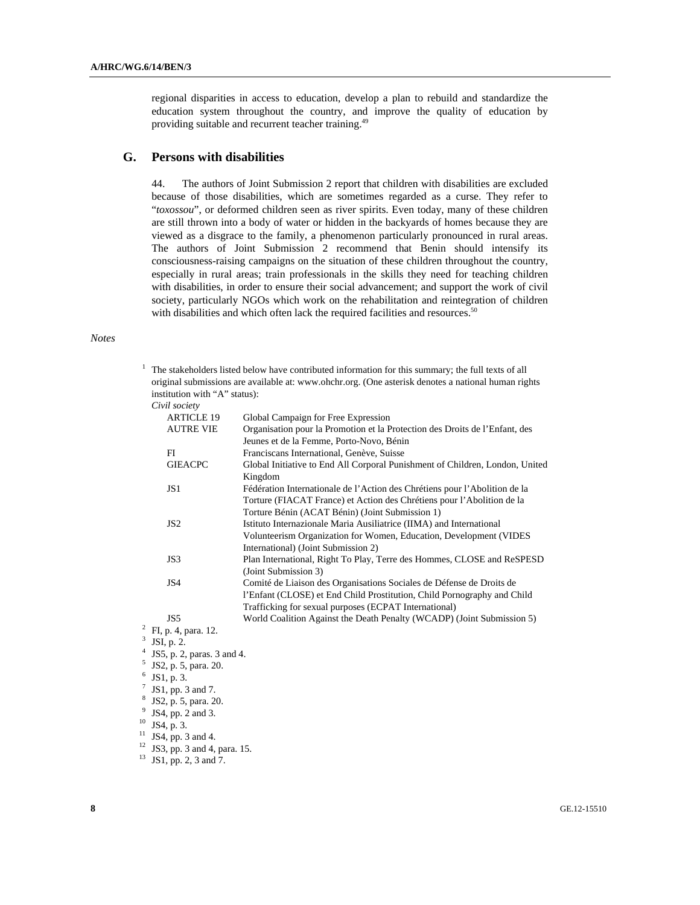regional disparities in access to education, develop a plan to rebuild and standardize the education system throughout the country, and improve the quality of education by providing suitable and recurrent teacher training.[49]

## G. Persons with disabilities

44. The authors of Joint Submission 2 report that children with disabilities are excluded because of those disabilities, which are sometimes regarded as a curse. They refer to "*toxossou*", or deformed children seen as river spirits. Even today, many of these children are still thrown into a body of water or hidden in the backyards of homes because they are viewed as a disgrace to the family, a phenomenon particularly pronounced in rural areas. The authors of Joint Submission 2 recommend that Benin should intensify its consciousness-raising campaigns on the situation of these children throughout the country, especially in rural areas; train professionals in the skills they need for teaching children with disabilities, in order to ensure their social advancement; and support the work of civil society, particularly NGOs which work on the rehabilitation and reintegration of children with disabilities and which often lack the required facilities and resources.[50]

*Notes*

[1] The stakeholders listed below have contributed information for this summary; the full texts of all original submissions are available at: www.ohchr.org. (One asterisk denotes a national human rights institution with "A" status):

*Civil society*

| | |
|---|---|
| ARTICLE 19 | Global Campaign for Free Expression |
| AUTRE VIE | Organisation pour la Promotion et la Protection des Droits de l'Enfant, des Jeunes et de la Femme, Porto-Novo, Bénin |
| FI | Franciscans International, Genève, Suisse |
| GIEACPC | Global Initiative to End All Corporal Punishment of Children, London, United Kingdom |
| JS1 | Fédération Internationale de l'Action des Chrétiens pour l'Abolition de la Torture (FIACAT France) et Action des Chrétiens pour l'Abolition de la Torture Bénin (ACAT Bénin) (Joint Submission 1) |
| JS2 | Istituto Internazionale Maria Ausiliatrice (IIMA) and International Volunteerism Organization for Women, Education, Development (VIDES International) (Joint Submission 2) |
| JS3 | Plan International, Right To Play, Terre des Hommes, CLOSE and ReSPESD (Joint Submission 3) |
| JS4 | Comité de Liaison des Organisations Sociales de Défense de Droits de l'Enfant (CLOSE) et End Child Prostitution, Child Pornography and Child Trafficking for sexual purposes (ECPAT International) |
| JS5 | World Coalition Against the Death Penalty (WCADP) (Joint Submission 5) |

[2] FI, p. 4, para. 12.
[3] JSI, p. 2.
[4] JS5, p. 2, paras. 3 and 4.
[5] JS2, p. 5, para. 20.
[6] JS1, p. 3.
[7] JS1, pp. 3 and 7.
[8] JS2, p. 5, para. 20.
[9] JS4, pp. 2 and 3.
[10] JS4, p. 3.
[11] JS4, pp. 3 and 4.
[12] JS3, pp. 3 and 4, para. 15.
[13] JS1, pp. 2, 3 and 7.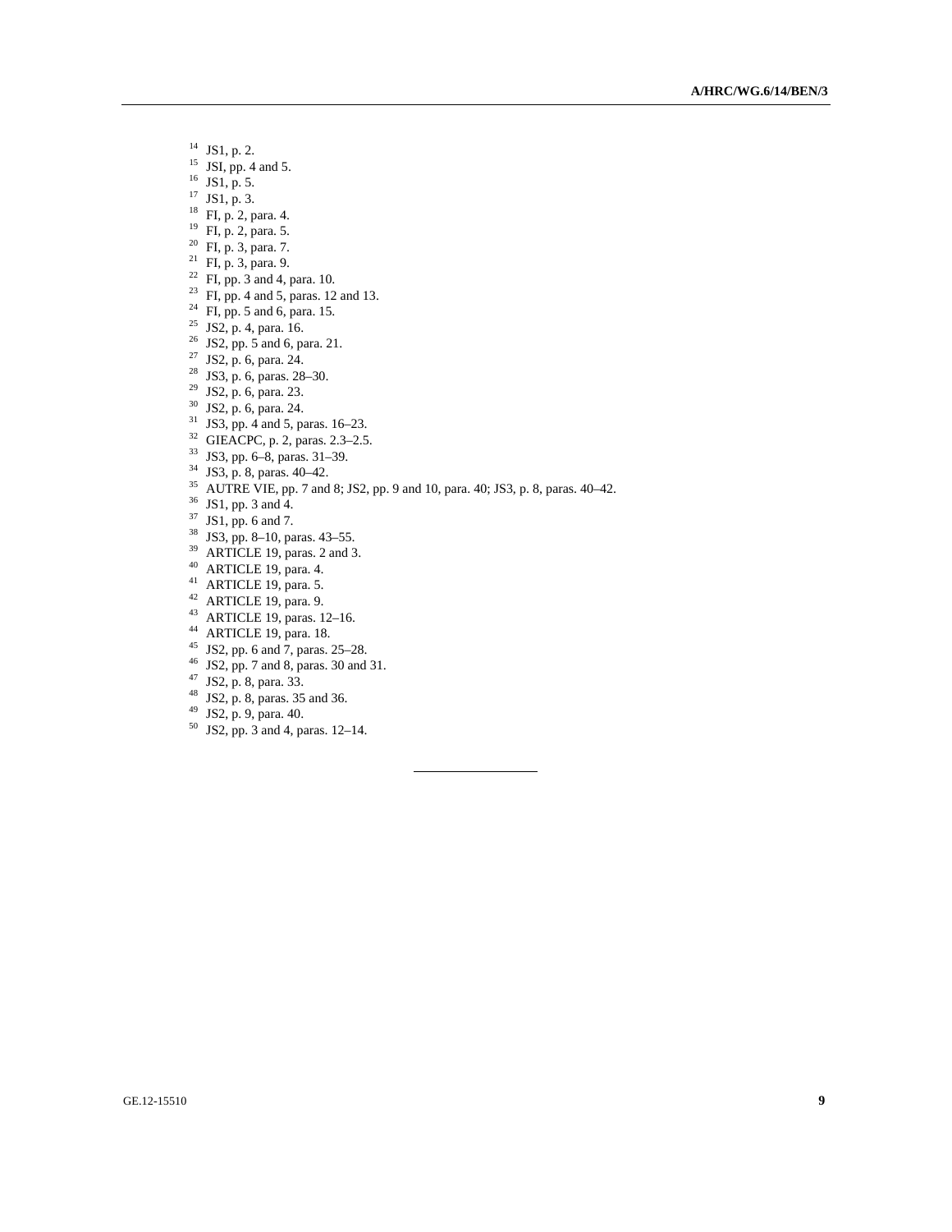[14] JS1, p. 2.
[15] JSI, pp. 4 and 5.
[16] JS1, p. 5.
[17] JS1, p. 3.
[18] FI, p. 2, para. 4.
[19] FI, p. 2, para. 5.
[20] FI, p. 3, para. 7.
[21] FI, p. 3, para. 9.
[22] FI, pp. 3 and 4, para. 10.
[23] FI, pp. 4 and 5, paras. 12 and 13.
[24] FI, pp. 5 and 6, para. 15.
[25] JS2, p. 4, para. 16.
[26] JS2, pp. 5 and 6, para. 21.
[27] JS2, p. 6, para. 24.
[28] JS3, p. 6, paras. 28–30.
[29] JS2, p. 6, para. 23.
[30] JS2, p. 6, para. 24.
[31] JS3, pp. 4 and 5, paras. 16–23.
[32] GIEACPC, p. 2, paras. 2.3–2.5.
[33] JS3, pp. 6–8, paras. 31–39.
[34] JS3, p. 8, paras. 40–42.
[35] AUTRE VIE, pp. 7 and 8; JS2, pp. 9 and 10, para. 40; JS3, p. 8, paras. 40–42.
[36] JS1, pp. 3 and 4.
[37] JS1, pp. 6 and 7.
[38] JS3, pp. 8–10, paras. 43–55.
[39] ARTICLE 19, paras. 2 and 3.
[40] ARTICLE 19, para. 4.
[41] ARTICLE 19, para. 5.
[42] ARTICLE 19, para. 9.
[43] ARTICLE 19, paras. 12–16.
[44] ARTICLE 19, para. 18.
[45] JS2, pp. 6 and 7, paras. 25–28.
[46] JS2, pp. 7 and 8, paras. 30 and 31.
[47] JS2, p. 8, para. 33.
[48] JS2, p. 8, paras. 35 and 36.
[49] JS2, p. 9, para. 40.
[50] JS2, pp. 3 and 4, paras. 12–14.